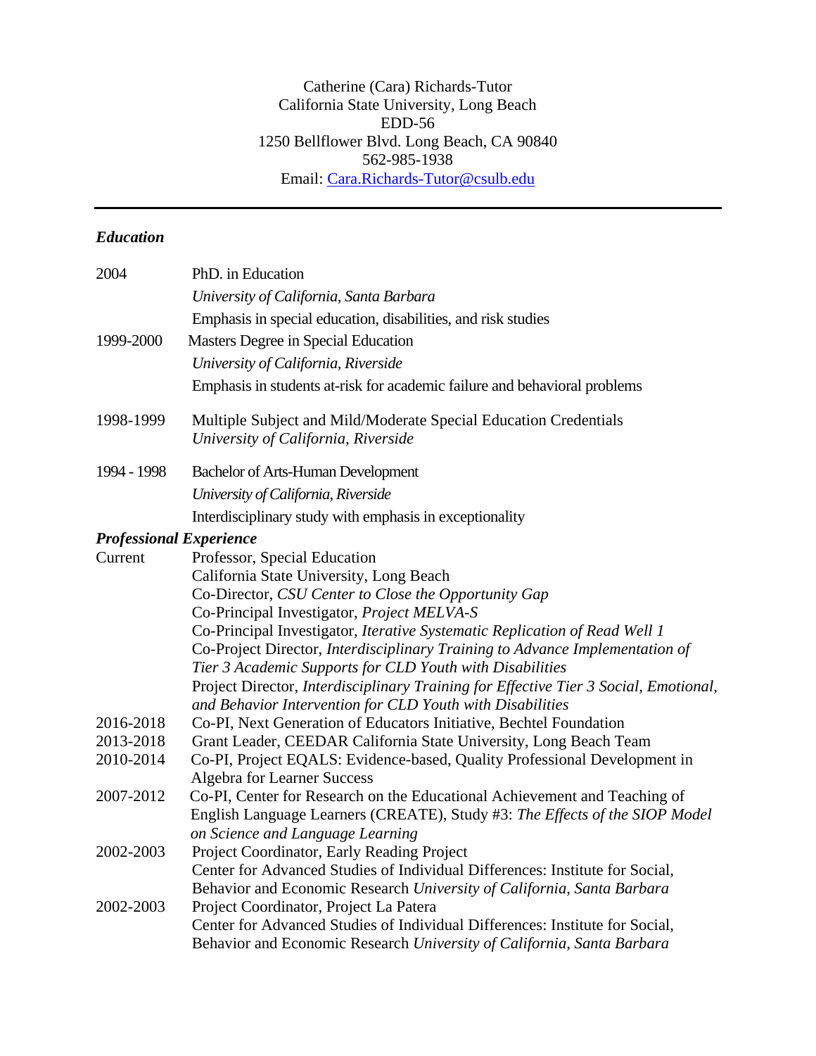Catherine (Cara) Richards-Tutor
California State University, Long Beach
EDD-56
1250 Bellflower Blvd. Long Beach, CA 90840
562-985-1938
Email: [Cara.Richards-Tutor@csulb.edu](mailto:Cara.Richards-Tutor@csulb.edu)

---

## *Education*

**2004**
PhD. in Education
*University of California, Santa Barbara*
Emphasis in special education, disabilities, and risk studies

**1999-2000**
Masters Degree in Special Education
*University of California, Riverside*
Emphasis in students at-risk for academic failure and behavioral problems

**1998-1999**
Multiple Subject and Mild/Moderate Special Education Credentials
*University of California, Riverside*

**1994 - 1998**
Bachelor of Arts-Human Development
*University of California, Riverside*
Interdisciplinary study with emphasis in exceptionality

## *Professional Experience*

**Current**
Professor, Special Education
California State University, Long Beach
Co-Director, *CSU Center to Close the Opportunity Gap*
Co-Principal Investigator, *Project MELVA-S*
Co-Principal Investigator, *Iterative Systematic Replication of Read Well 1*
Co-Project Director, *Interdisciplinary Training to Advance Implementation of Tier 3 Academic Supports for CLD Youth with Disabilities*
Project Director, *Interdisciplinary Training for Effective Tier 3 Social, Emotional, and Behavior Intervention for CLD Youth with Disabilities*

**2016-2018**
Co-PI, Next Generation of Educators Initiative, Bechtel Foundation

**2013-2018**
Grant Leader, CEEDAR California State University, Long Beach Team

**2010-2014**
Co-PI, Project EQALS: Evidence-based, Quality Professional Development in Algebra for Learner Success

**2007-2012**
Co-PI, Center for Research on the Educational Achievement and Teaching of English Language Learners (CREATE), Study #3: *The Effects of the SIOP Model on Science and Language Learning*

**2002-2003**
Project Coordinator, Early Reading Project
Center for Advanced Studies of Individual Differences: Institute for Social, Behavior and Economic Research *University of California, Santa Barbara*

**2002-2003**
Project Coordinator, Project La Patera
Center for Advanced Studies of Individual Differences: Institute for Social, Behavior and Economic Research *University of California, Santa Barbara*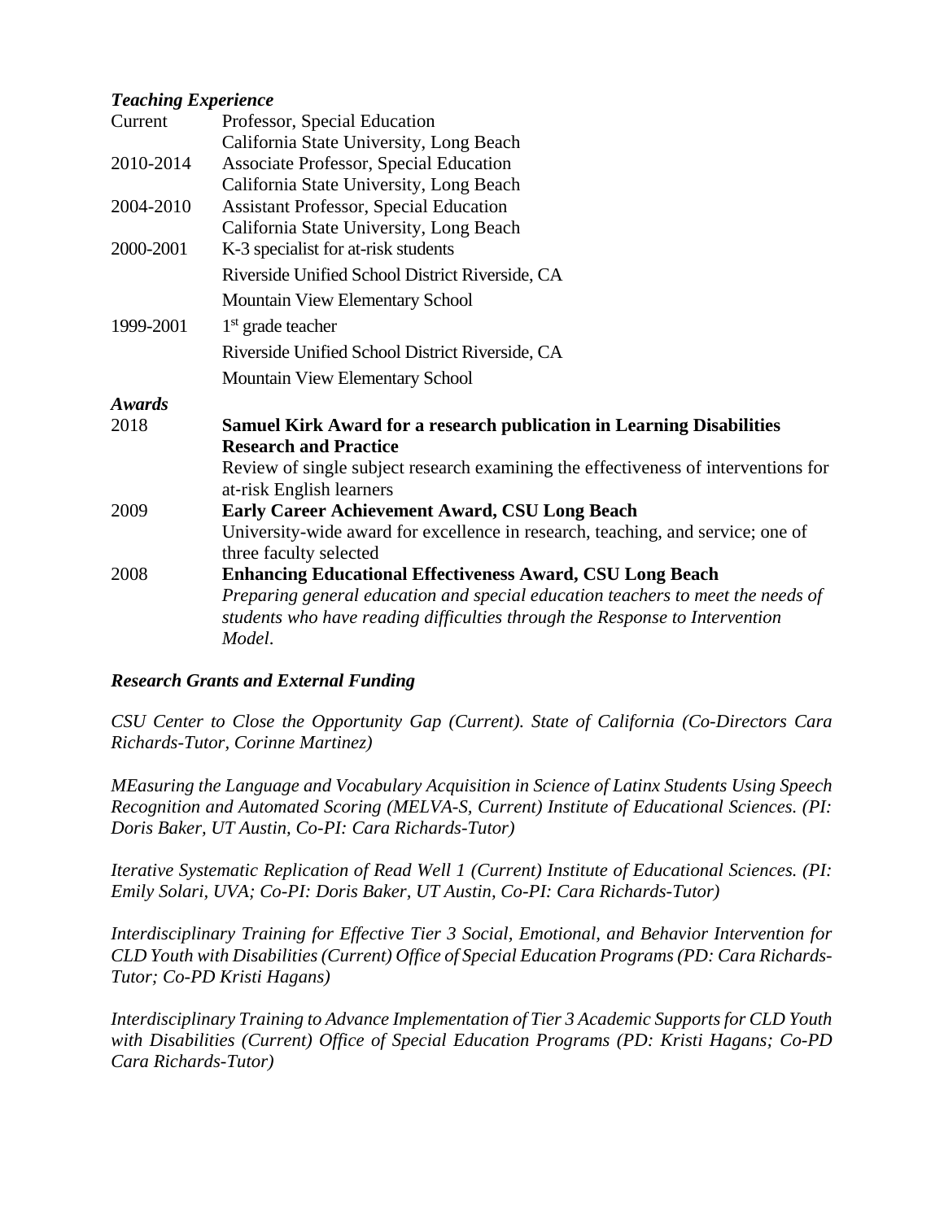***Teaching Experience***

| | |
|---|---|
| Current | Professor, Special Education<br>California State University, Long Beach |
| 2010-2014 | Associate Professor, Special Education<br>California State University, Long Beach |
| 2004-2010 | Assistant Professor, Special Education<br>California State University, Long Beach |
| 2000-2001 | K-3 specialist for at-risk students<br>Riverside Unified School District Riverside, CA<br>Mountain View Elementary School |
| 1999-2001 | 1st grade teacher<br>Riverside Unified School District Riverside, CA<br>Mountain View Elementary School |

***Awards***

| | |
|---|---|
| 2018 | **Samuel Kirk Award for a research publication in Learning Disabilities Research and Practice**<br>Review of single subject research examining the effectiveness of interventions for at-risk English learners |
| 2009 | **Early Career Achievement Award, CSU Long Beach**<br>University-wide award for excellence in research, teaching, and service; one of three faculty selected |
| 2008 | **Enhancing Educational Effectiveness Award, CSU Long Beach**<br>*Preparing general education and special education teachers to meet the needs of students who have reading difficulties through the Response to Intervention Model*. |

***Research Grants and External Funding***

*CSU Center to Close the Opportunity Gap (Current). State of California (Co-Directors Cara Richards-Tutor, Corinne Martinez)*

*MEasuring the Language and Vocabulary Acquisition in Science of Latinx Students Using Speech Recognition and Automated Scoring (MELVA-S, Current) Institute of Educational Sciences. (PI: Doris Baker, UT Austin, Co-PI: Cara Richards-Tutor)*

*Iterative Systematic Replication of Read Well 1 (Current) Institute of Educational Sciences. (PI: Emily Solari, UVA; Co-PI: Doris Baker, UT Austin, Co-PI: Cara Richards-Tutor)*

*Interdisciplinary Training for Effective Tier 3 Social, Emotional, and Behavior Intervention for CLD Youth with Disabilities (Current) Office of Special Education Programs (PD: Cara Richards-Tutor; Co-PD Kristi Hagans)*

*Interdisciplinary Training to Advance Implementation of Tier 3 Academic Supports for CLD Youth with Disabilities (Current) Office of Special Education Programs (PD: Kristi Hagans; Co-PD Cara Richards-Tutor)*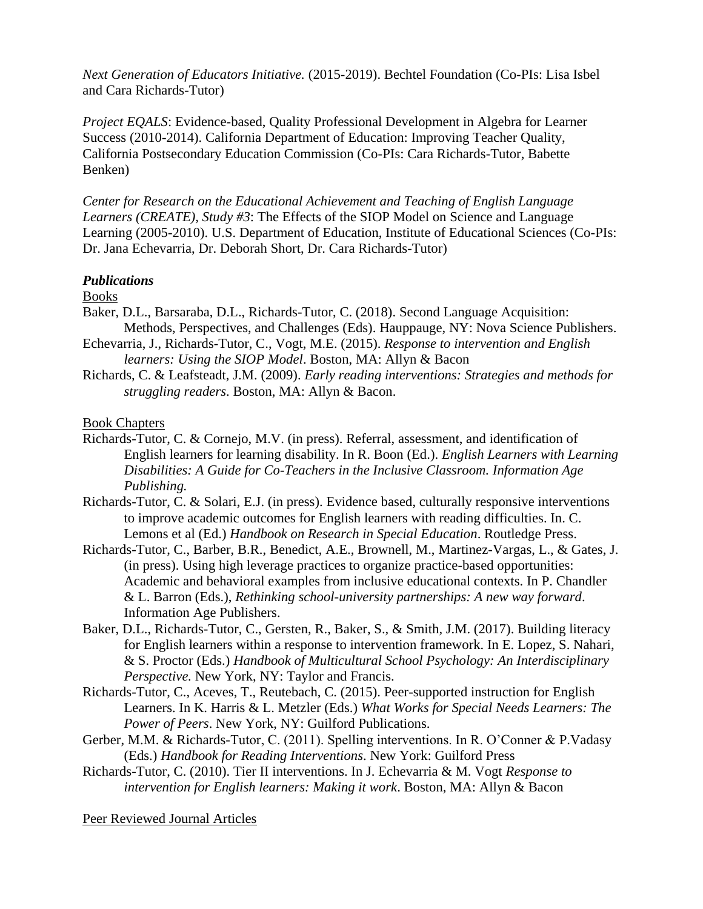*Next Generation of Educators Initiative.* (2015-2019). Bechtel Foundation (Co-PIs: Lisa Isbel and Cara Richards-Tutor)

*Project EQALS*: Evidence-based, Quality Professional Development in Algebra for Learner Success (2010-2014). California Department of Education: Improving Teacher Quality, California Postsecondary Education Commission (Co-PIs: Cara Richards-Tutor, Babette Benken)

*Center for Research on the Educational Achievement and Teaching of English Language Learners (CREATE), Study #3*: The Effects of the SIOP Model on Science and Language Learning (2005-2010). U.S. Department of Education, Institute of Educational Sciences (Co-PIs: Dr. Jana Echevarria, Dr. Deborah Short, Dr. Cara Richards-Tutor)

### ***Publications***

Books

Baker, D.L., Barsaraba, D.L., Richards-Tutor, C. (2018). Second Language Acquisition: Methods, Perspectives, and Challenges (Eds). Hauppauge, NY: Nova Science Publishers.

Echevarria, J., Richards-Tutor, C., Vogt, M.E. (2015). *Response to intervention and English learners: Using the SIOP Model*. Boston, MA: Allyn & Bacon

Richards, C. & Leafsteadt, J.M. (2009). *Early reading interventions: Strategies and methods for struggling readers*. Boston, MA: Allyn & Bacon.

Book Chapters

Richards-Tutor, C. & Cornejo, M.V. (in press). Referral, assessment, and identification of English learners for learning disability. In R. Boon (Ed.). *English Learners with Learning Disabilities: A Guide for Co-Teachers in the Inclusive Classroom. Information Age Publishing.*

Richards-Tutor, C. & Solari, E.J. (in press). Evidence based, culturally responsive interventions to improve academic outcomes for English learners with reading difficulties. In. C. Lemons et al (Ed.) *Handbook on Research in Special Education*. Routledge Press.

Richards-Tutor, C., Barber, B.R., Benedict, A.E., Brownell, M., Martinez-Vargas, L., & Gates, J. (in press). Using high leverage practices to organize practice-based opportunities: Academic and behavioral examples from inclusive educational contexts. In P. Chandler & L. Barron (Eds.), *Rethinking school-university partnerships: A new way forward*. Information Age Publishers.

Baker, D.L., Richards-Tutor, C., Gersten, R., Baker, S., & Smith, J.M. (2017). Building literacy for English learners within a response to intervention framework. In E. Lopez, S. Nahari, & S. Proctor (Eds.) *Handbook of Multicultural School Psychology: An Interdisciplinary Perspective.* New York, NY: Taylor and Francis.

Richards-Tutor, C., Aceves, T., Reutebach, C. (2015). Peer-supported instruction for English Learners. In K. Harris & L. Metzler (Eds.) *What Works for Special Needs Learners: The Power of Peers*. New York, NY: Guilford Publications.

Gerber, M.M. & Richards-Tutor, C. (2011). Spelling interventions. In R. O'Conner & P.Vadasy (Eds.) *Handbook for Reading Interventions*. New York: Guilford Press

Richards-Tutor, C. (2010). Tier II interventions. In J. Echevarria & M. Vogt *Response to intervention for English learners: Making it work*. Boston, MA: Allyn & Bacon

Peer Reviewed Journal Articles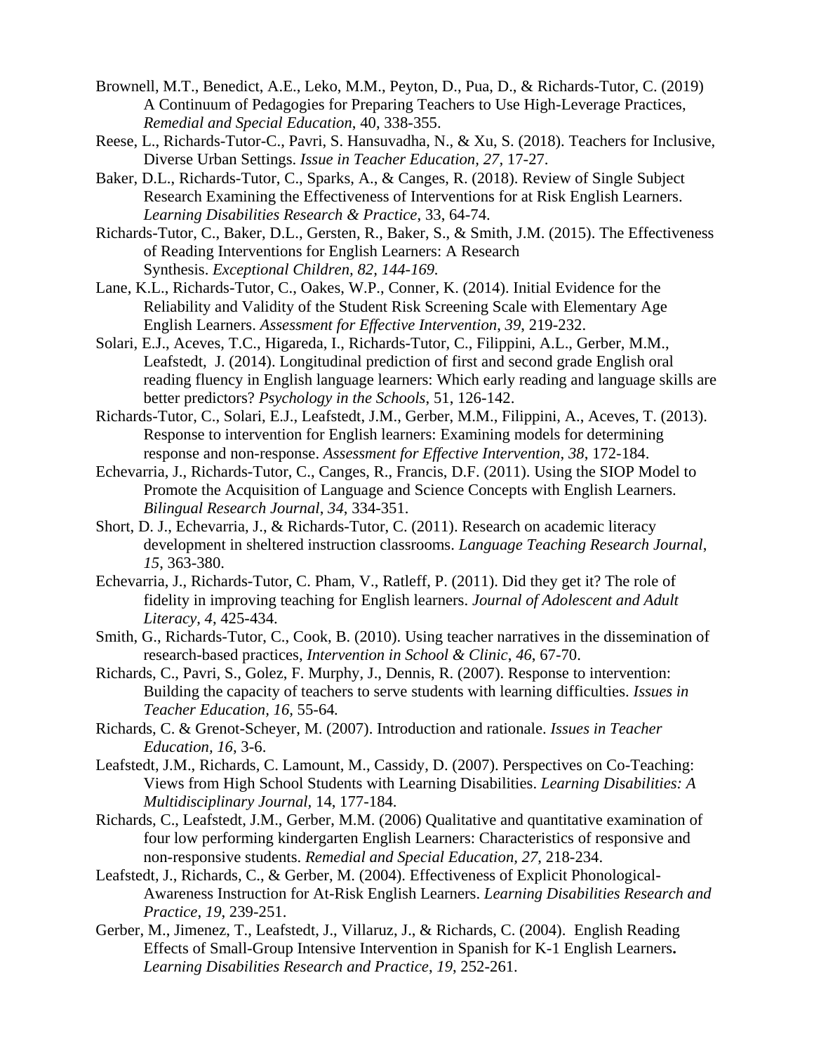Brownell, M.T., Benedict, A.E., Leko, M.M., Peyton, D., Pua, D., & Richards-Tutor, C. (2019) A Continuum of Pedagogies for Preparing Teachers to Use High-Leverage Practices, *Remedial and Special Education*, 40, 338-355.

Reese, L., Richards-Tutor-C., Pavri, S. Hansuvadha, N., & Xu, S. (2018). Teachers for Inclusive, Diverse Urban Settings. *Issue in Teacher Education, 27*, 17-27.

Baker, D.L., Richards-Tutor, C., Sparks, A., & Canges, R. (2018). Review of Single Subject Research Examining the Effectiveness of Interventions for at Risk English Learners. *Learning Disabilities Research & Practice*, 33, 64-74.

Richards-Tutor, C., Baker, D.L., Gersten, R., Baker, S., & Smith, J.M. (2015). The Effectiveness of Reading Interventions for English Learners: A Research Synthesis. *Exceptional Children, 82, 144-169.*

Lane, K.L., Richards-Tutor, C., Oakes, W.P., Conner, K. (2014). Initial Evidence for the Reliability and Validity of the Student Risk Screening Scale with Elementary Age English Learners. *Assessment for Effective Intervention*, *39*, 219-232.

Solari, E.J., Aceves, T.C., Higareda, I., Richards-Tutor, C., Filippini, A.L., Gerber, M.M., Leafstedt, J. (2014). Longitudinal prediction of first and second grade English oral reading fluency in English language learners: Which early reading and language skills are better predictors? *Psychology in the Schools*, 51, 126-142.

Richards-Tutor, C., Solari, E.J., Leafstedt, J.M., Gerber, M.M., Filippini, A., Aceves, T. (2013). Response to intervention for English learners: Examining models for determining response and non-response. *Assessment for Effective Intervention*, *38*, 172-184.

Echevarria, J., Richards-Tutor, C., Canges, R., Francis, D.F. (2011). Using the SIOP Model to Promote the Acquisition of Language and Science Concepts with English Learners. *Bilingual Research Journal*, *34*, 334-351.

Short, D. J., Echevarria, J., & Richards-Tutor, C. (2011). Research on academic literacy development in sheltered instruction classrooms. *Language Teaching Research Journal, 15*, 363-380.

Echevarria, J., Richards-Tutor, C. Pham, V., Ratleff, P. (2011). Did they get it? The role of fidelity in improving teaching for English learners. *Journal of Adolescent and Adult Literacy, 4*, 425-434.

Smith, G., Richards-Tutor, C., Cook, B. (2010). Using teacher narratives in the dissemination of research-based practices, *Intervention in School & Clinic*, *46*, 67-70.

Richards, C., Pavri, S., Golez, F. Murphy, J., Dennis, R. (2007). Response to intervention: Building the capacity of teachers to serve students with learning difficulties. *Issues in Teacher Education, 16,* 55-64*.*

Richards, C. & Grenot-Scheyer, M. (2007). Introduction and rationale. *Issues in Teacher Education, 16*, 3-6.

Leafstedt, J.M., Richards, C. Lamount, M., Cassidy, D. (2007). Perspectives on Co-Teaching: Views from High School Students with Learning Disabilities. *Learning Disabilities: A Multidisciplinary Journal*, 14, 177-184.

Richards, C., Leafstedt, J.M., Gerber, M.M. (2006) Qualitative and quantitative examination of four low performing kindergarten English Learners: Characteristics of responsive and non-responsive students. *Remedial and Special Education, 27*, 218-234.

Leafstedt, J., Richards, C., & Gerber, M. (2004). Effectiveness of Explicit Phonological-Awareness Instruction for At-Risk English Learners. *Learning Disabilities Research and Practice*, *19*, 239-251.

Gerber, M., Jimenez, T., Leafstedt, J., Villaruz, J., & Richards, C. (2004). English Reading Effects of Small-Group Intensive Intervention in Spanish for K-1 English Learners**.** *Learning Disabilities Research and Practice*, *19*, 252-261.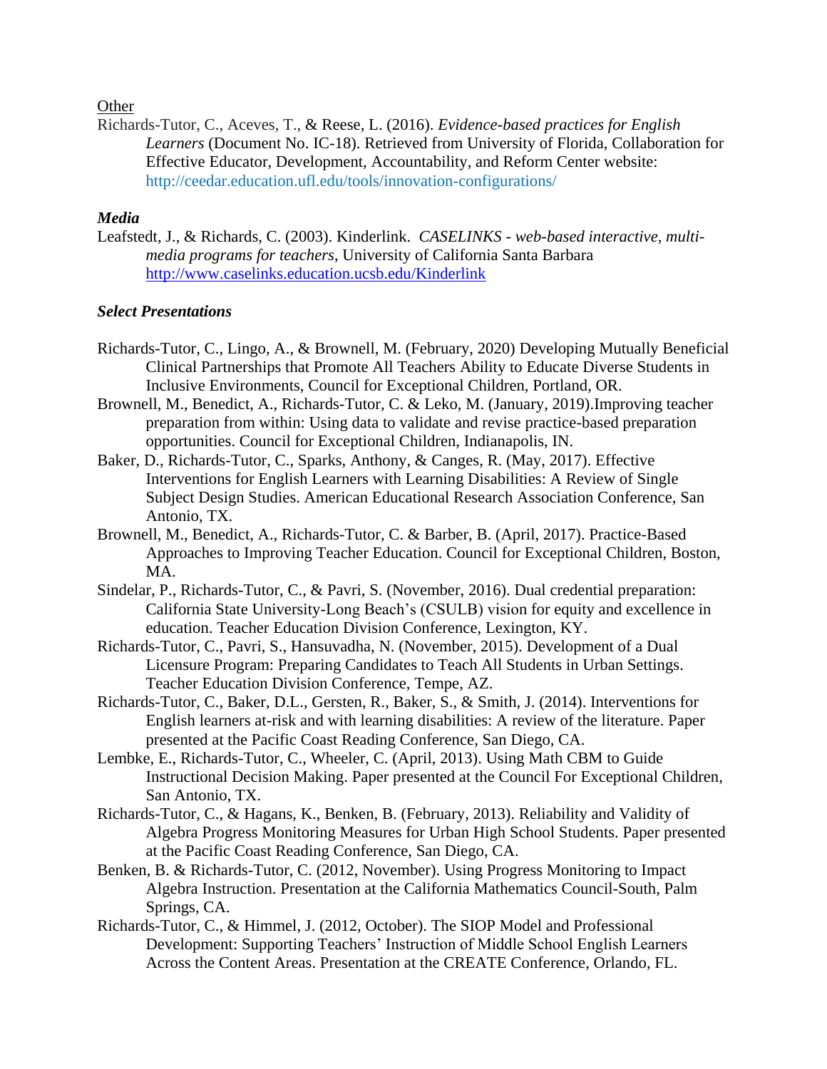Other

Richards-Tutor, C., Aceves, T., & Reese, L. (2016). *Evidence-based practices for English Learners* (Document No. IC-18). Retrieved from University of Florida, Collaboration for Effective Educator, Development, Accountability, and Reform Center website: http://ceedar.education.ufl.edu/tools/innovation-configurations/

### *Media*

Leafstedt, J., & Richards, C. (2003). Kinderlink. *CASELINKS - web-based interactive, multi-media programs for teachers*, University of California Santa Barbara http://www.caselinks.education.ucsb.edu/Kinderlink

### *Select Presentations*

Richards-Tutor, C., Lingo, A., & Brownell, M. (February, 2020) Developing Mutually Beneficial Clinical Partnerships that Promote All Teachers Ability to Educate Diverse Students in Inclusive Environments, Council for Exceptional Children, Portland, OR.

Brownell, M., Benedict, A., Richards-Tutor, C. & Leko, M. (January, 2019).Improving teacher preparation from within: Using data to validate and revise practice-based preparation opportunities. Council for Exceptional Children, Indianapolis, IN.

Baker, D., Richards-Tutor, C., Sparks, Anthony, & Canges, R. (May, 2017). Effective Interventions for English Learners with Learning Disabilities: A Review of Single Subject Design Studies. American Educational Research Association Conference, San Antonio, TX.

Brownell, M., Benedict, A., Richards-Tutor, C. & Barber, B. (April, 2017). Practice-Based Approaches to Improving Teacher Education. Council for Exceptional Children, Boston, MA.

Sindelar, P., Richards-Tutor, C., & Pavri, S. (November, 2016). Dual credential preparation: California State University-Long Beach's (CSULB) vision for equity and excellence in education. Teacher Education Division Conference, Lexington, KY.

Richards-Tutor, C., Pavri, S., Hansuvadha, N. (November, 2015). Development of a Dual Licensure Program: Preparing Candidates to Teach All Students in Urban Settings. Teacher Education Division Conference, Tempe, AZ.

Richards-Tutor, C., Baker, D.L., Gersten, R., Baker, S., & Smith, J. (2014). Interventions for English learners at-risk and with learning disabilities: A review of the literature. Paper presented at the Pacific Coast Reading Conference, San Diego, CA.

Lembke, E., Richards-Tutor, C., Wheeler, C. (April, 2013). Using Math CBM to Guide Instructional Decision Making. Paper presented at the Council For Exceptional Children, San Antonio, TX.

Richards-Tutor, C., & Hagans, K., Benken, B. (February, 2013). Reliability and Validity of Algebra Progress Monitoring Measures for Urban High School Students. Paper presented at the Pacific Coast Reading Conference, San Diego, CA.

Benken, B. & Richards-Tutor, C. (2012, November). Using Progress Monitoring to Impact Algebra Instruction. Presentation at the California Mathematics Council-South, Palm Springs, CA.

Richards-Tutor, C., & Himmel, J. (2012, October). The SIOP Model and Professional Development: Supporting Teachers' Instruction of Middle School English Learners Across the Content Areas. Presentation at the CREATE Conference, Orlando, FL.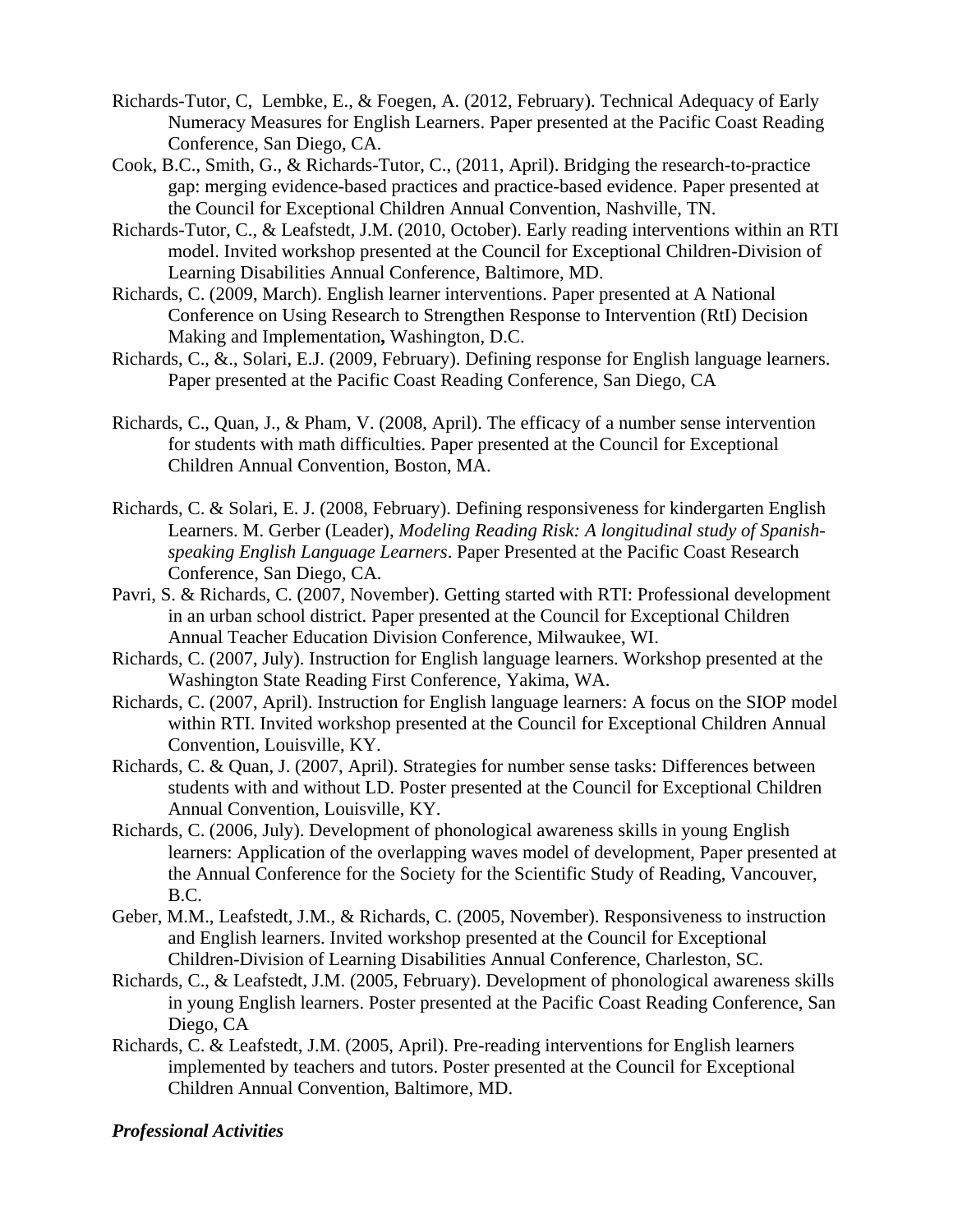Richards-Tutor, C, Lembke, E., & Foegen, A. (2012, February). Technical Adequacy of Early Numeracy Measures for English Learners. Paper presented at the Pacific Coast Reading Conference, San Diego, CA.

Cook, B.C., Smith, G., & Richards-Tutor, C., (2011, April). Bridging the research-to-practice gap: merging evidence-based practices and practice-based evidence. Paper presented at the Council for Exceptional Children Annual Convention, Nashville, TN.

Richards-Tutor, C., & Leafstedt, J.M. (2010, October). Early reading interventions within an RTI model. Invited workshop presented at the Council for Exceptional Children-Division of Learning Disabilities Annual Conference, Baltimore, MD.

Richards, C. (2009, March). English learner interventions. Paper presented at A National Conference on Using Research to Strengthen Response to Intervention (RtI) Decision Making and Implementation**,** Washington, D.C.

Richards, C., &., Solari, E.J. (2009, February). Defining response for English language learners. Paper presented at the Pacific Coast Reading Conference, San Diego, CA

Richards, C., Quan, J., & Pham, V. (2008, April). The efficacy of a number sense intervention for students with math difficulties. Paper presented at the Council for Exceptional Children Annual Convention, Boston, MA.

Richards, C. & Solari, E. J. (2008, February). Defining responsiveness for kindergarten English Learners. M. Gerber (Leader), *Modeling Reading Risk: A longitudinal study of Spanish-speaking English Language Learners*. Paper Presented at the Pacific Coast Research Conference, San Diego, CA.

Pavri, S. & Richards, C. (2007, November). Getting started with RTI: Professional development in an urban school district. Paper presented at the Council for Exceptional Children Annual Teacher Education Division Conference, Milwaukee, WI.

Richards, C. (2007, July). Instruction for English language learners. Workshop presented at the Washington State Reading First Conference, Yakima, WA.

Richards, C. (2007, April). Instruction for English language learners: A focus on the SIOP model within RTI. Invited workshop presented at the Council for Exceptional Children Annual Convention, Louisville, KY.

Richards, C. & Quan, J. (2007, April). Strategies for number sense tasks: Differences between students with and without LD. Poster presented at the Council for Exceptional Children Annual Convention, Louisville, KY.

Richards, C. (2006, July). Development of phonological awareness skills in young English learners: Application of the overlapping waves model of development, Paper presented at the Annual Conference for the Society for the Scientific Study of Reading, Vancouver, B.C.

Geber, M.M., Leafstedt, J.M., & Richards, C. (2005, November). Responsiveness to instruction and English learners. Invited workshop presented at the Council for Exceptional Children-Division of Learning Disabilities Annual Conference, Charleston, SC.

Richards, C., & Leafstedt, J.M. (2005, February). Development of phonological awareness skills in young English learners. Poster presented at the Pacific Coast Reading Conference, San Diego, CA

Richards, C. & Leafstedt, J.M. (2005, April). Pre-reading interventions for English learners implemented by teachers and tutors. Poster presented at the Council for Exceptional Children Annual Convention, Baltimore, MD.

***Professional Activities***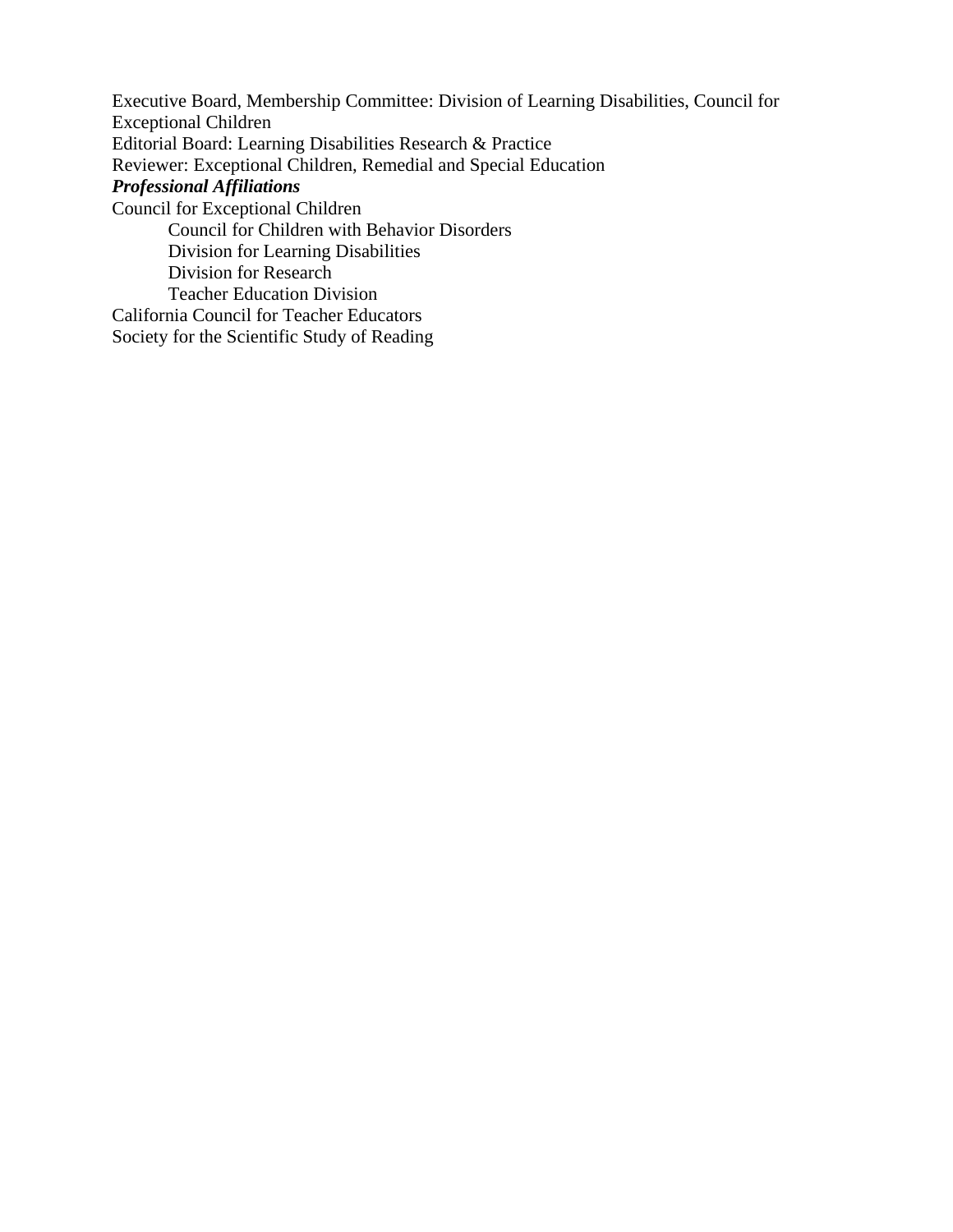Executive Board, Membership Committee: Division of Learning Disabilities, Council for Exceptional Children
Editorial Board: Learning Disabilities Research & Practice
Reviewer: Exceptional Children, Remedial and Special Education

***Professional Affiliations***

Council for Exceptional Children

- Council for Children with Behavior Disorders
- Division for Learning Disabilities
- Division for Research
- Teacher Education Division

California Council for Teacher Educators
Society for the Scientific Study of Reading